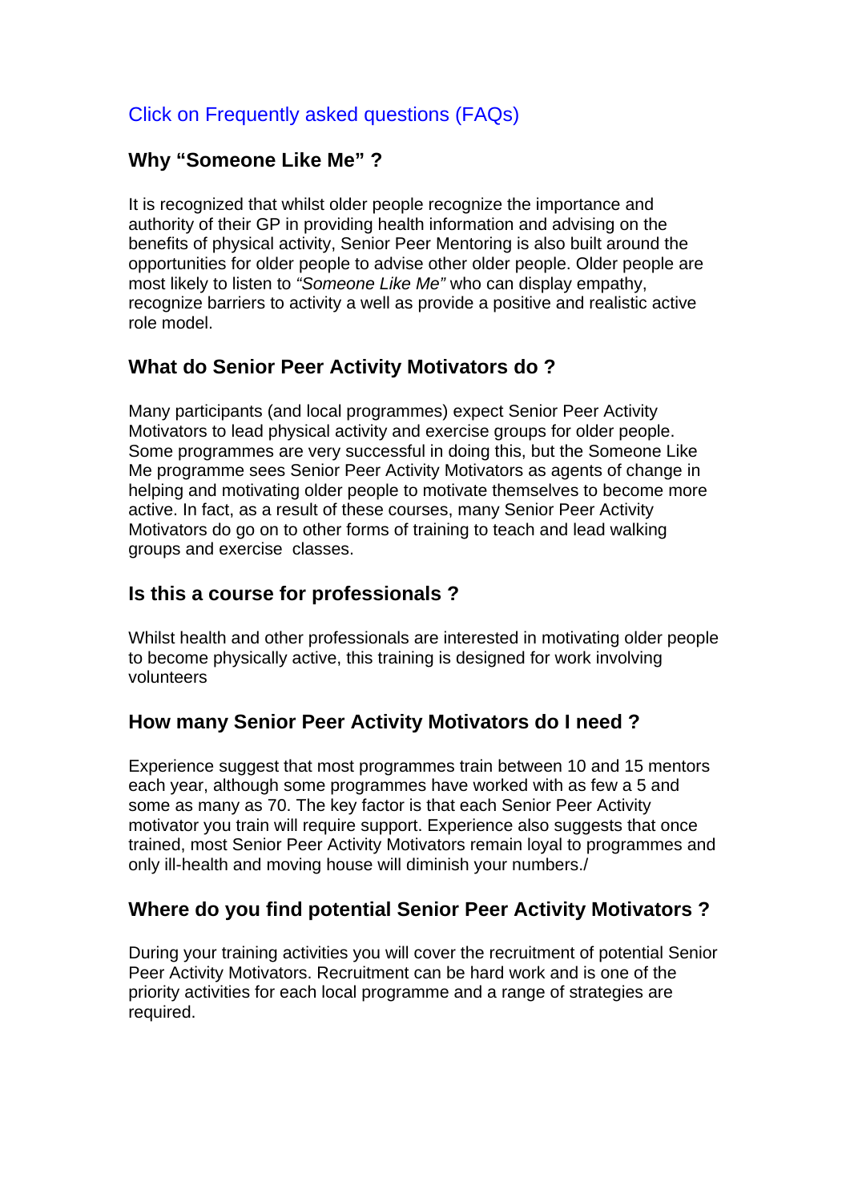Click on Frequently asked questions (FAQs)

## Why "Someone Like Me" ?

It is recognized that whilst older people recognize the importance and authority of their GP in providing health information and advising on the benefits of physical activity, Senior Peer Mentoring is also built around the opportunities for older people to advise other older people. Older people are most likely to listen to *"Someone Like Me"* who can display empathy, recognize barriers to activity a well as provide a positive and realistic active role model.

## What do Senior Peer Activity Motivators do ?

Many participants (and local programmes) expect Senior Peer Activity Motivators to lead physical activity and exercise groups for older people. Some programmes are very successful in doing this, but the Someone Like Me programme sees Senior Peer Activity Motivators as agents of change in helping and motivating older people to motivate themselves to become more active. In fact, as a result of these courses, many Senior Peer Activity Motivators do go on to other forms of training to teach and lead walking groups and exercise classes.

## Is this a course for professionals ?

Whilst health and other professionals are interested in motivating older people to become physically active, this training is designed for work involving volunteers

## How many Senior Peer Activity Motivators do I need ?

Experience suggest that most programmes train between 10 and 15 mentors each year, although some programmes have worked with as few a 5 and some as many as 70. The key factor is that each Senior Peer Activity motivator you train will require support. Experience also suggests that once trained, most Senior Peer Activity Motivators remain loyal to programmes and only ill-health and moving house will diminish your numbers./

## Where do you find potential Senior Peer Activity Motivators ?

During your training activities you will cover the recruitment of potential Senior Peer Activity Motivators. Recruitment can be hard work and is one of the priority activities for each local programme and a range of strategies are required.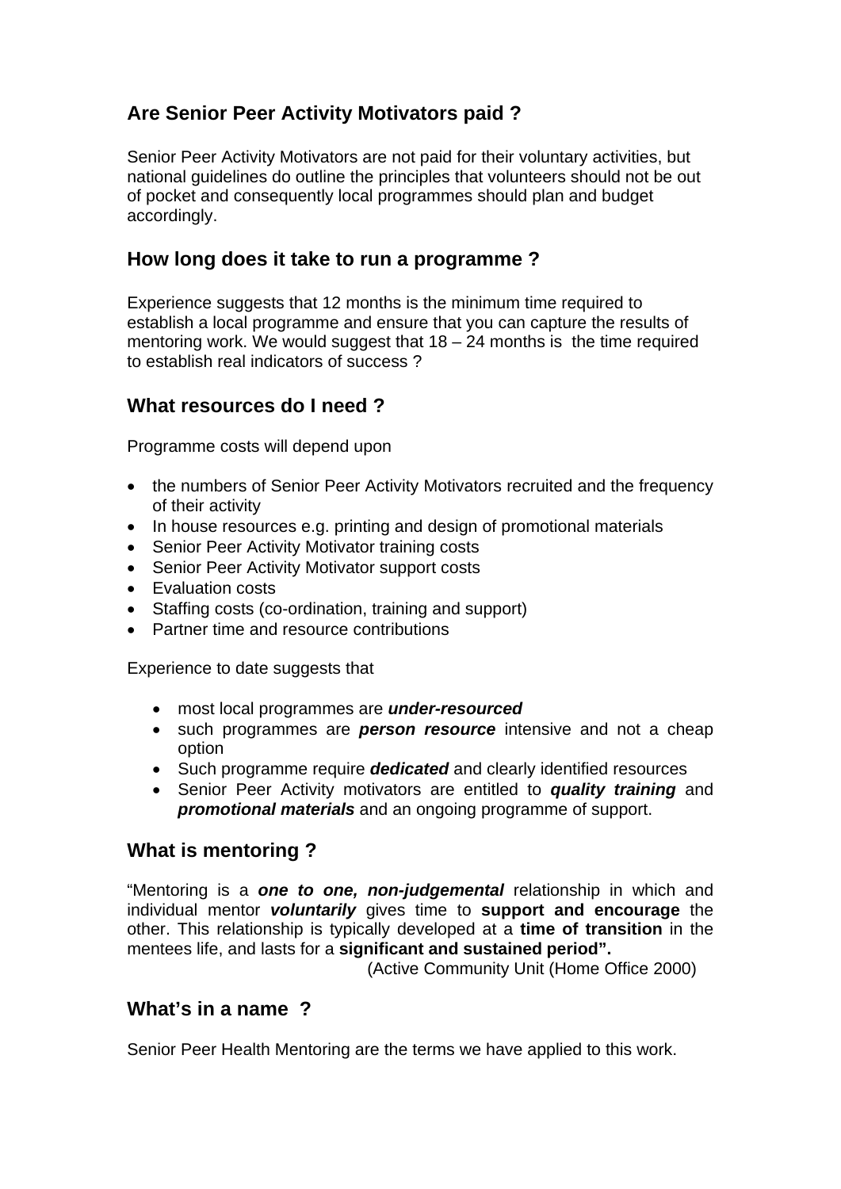## Are Senior Peer Activity Motivators paid ?

Senior Peer Activity Motivators are not paid for their voluntary activities, but national guidelines do outline the principles that volunteers should not be out of pocket and consequently local programmes should plan and budget accordingly.

## How long does it take to run a programme ?

Experience suggests that 12 months is the minimum time required to establish a local programme and ensure that you can capture the results of mentoring work. We would suggest that 18 – 24 months is the time required to establish real indicators of success ?

## What resources do I need ?

Programme costs will depend upon

- the numbers of Senior Peer Activity Motivators recruited and the frequency of their activity
- In house resources e.g. printing and design of promotional materials
- Senior Peer Activity Motivator training costs
- Senior Peer Activity Motivator support costs
- Evaluation costs
- Staffing costs (co-ordination, training and support)
- Partner time and resource contributions

Experience to date suggests that

- most local programmes are ***under-resourced***
- such programmes are ***person resource*** intensive and not a cheap option
- Such programme require ***dedicated*** and clearly identified resources
- Senior Peer Activity motivators are entitled to ***quality training*** and ***promotional materials*** and an ongoing programme of support.

## What is mentoring ?

"Mentoring is a ***one to one, non-judgemental*** relationship in which and individual mentor ***voluntarily*** gives time to **support and encourage** the other. This relationship is typically developed at a **time of transition** in the mentees life, and lasts for a **significant and sustained period".**

(Active Community Unit (Home Office 2000)

## What's in a name ?

Senior Peer Health Mentoring are the terms we have applied to this work.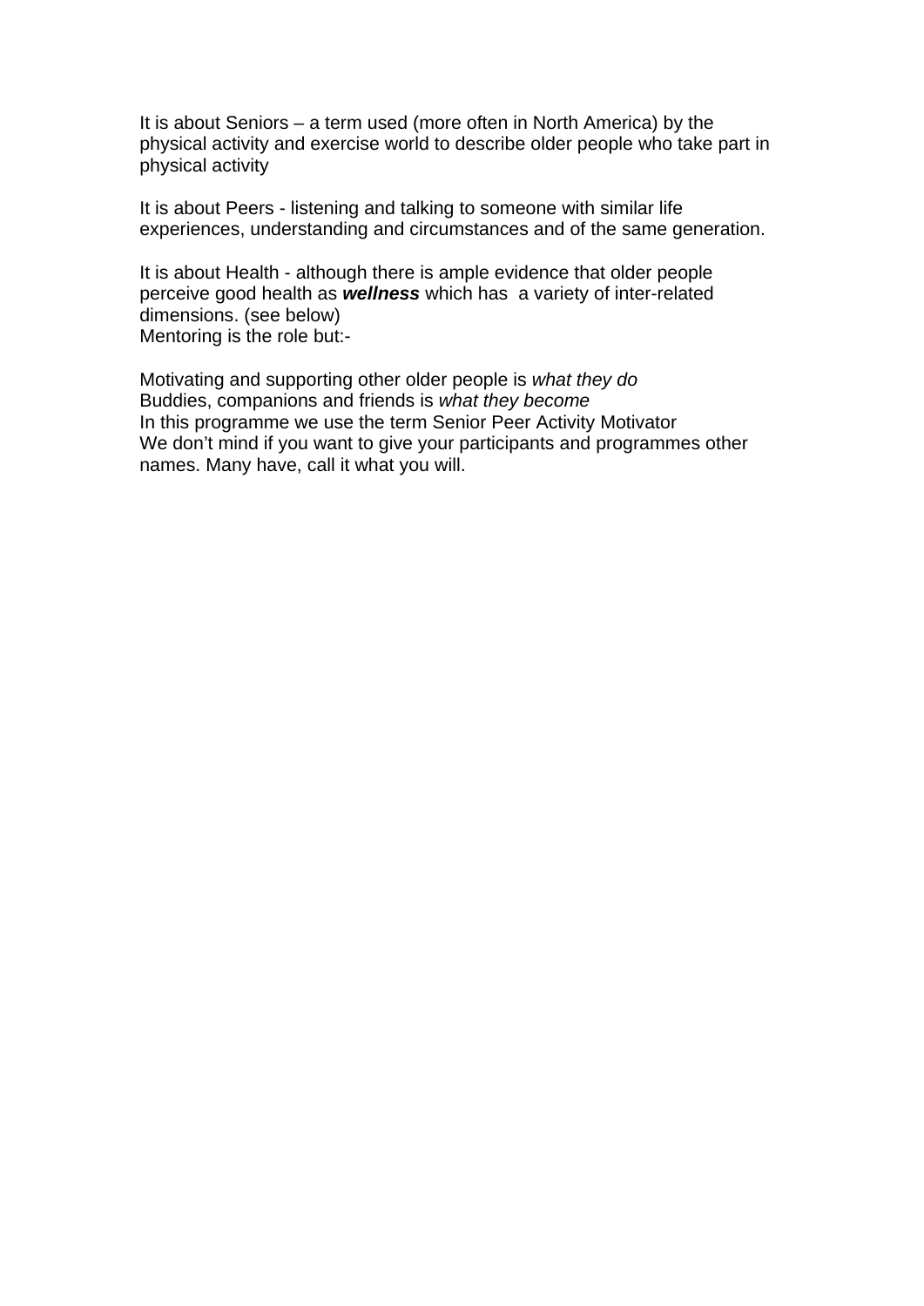It is about Seniors – a term used (more often in North America) by the physical activity and exercise world to describe older people who take part in physical activity

It is about Peers - listening and talking to someone with similar life experiences, understanding and circumstances and of the same generation.

It is about Health - although there is ample evidence that older people perceive good health as ***wellness*** which has a variety of inter-related dimensions. (see below)
Mentoring is the role but:-

Motivating and supporting other older people is *what they do*
Buddies, companions and friends is *what they become*
In this programme we use the term Senior Peer Activity Motivator
We don't mind if you want to give your participants and programmes other names. Many have, call it what you will.